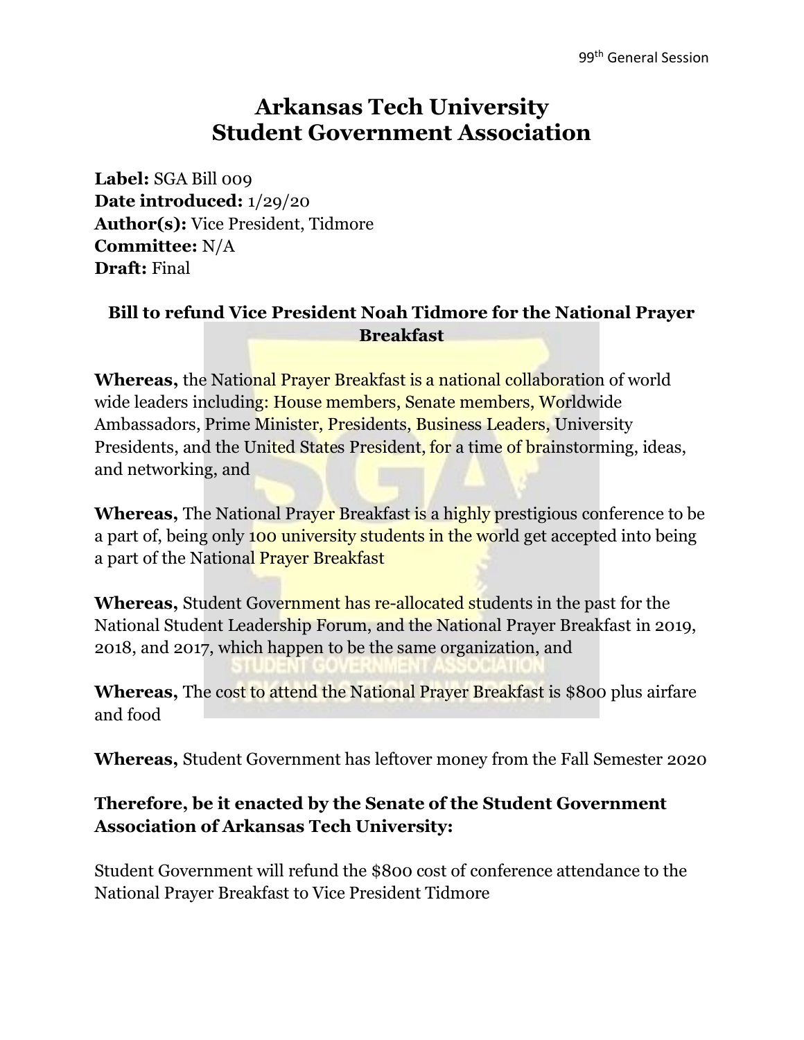# Arkansas Tech University
# Student Government Association

**Label:** SGA Bill 009
**Date introduced:** 1/29/20
**Author(s):** Vice President, Tidmore
**Committee:** N/A
**Draft:** Final

### Bill to refund Vice President Noah Tidmore for the National Prayer Breakfast

**Whereas,** the National Prayer Breakfast is a national collaboration of world wide leaders including: House members, Senate members, Worldwide Ambassadors, Prime Minister, Presidents, Business Leaders, University Presidents, and the United States President, for a time of brainstorming, ideas, and networking, and

**Whereas,** The National Prayer Breakfast is a highly prestigious conference to be a part of, being only 100 university students in the world get accepted into being a part of the National Prayer Breakfast

**Whereas,** Student Government has re-allocated students in the past for the National Student Leadership Forum, and the National Prayer Breakfast in 2019, 2018, and 2017, which happen to be the same organization, and

**Whereas,** The cost to attend the National Prayer Breakfast is $800 plus airfare and food

**Whereas,** Student Government has leftover money from the Fall Semester 2020

### Therefore, be it enacted by the Senate of the Student Government Association of Arkansas Tech University:

Student Government will refund the $800 cost of conference attendance to the National Prayer Breakfast to Vice President Tidmore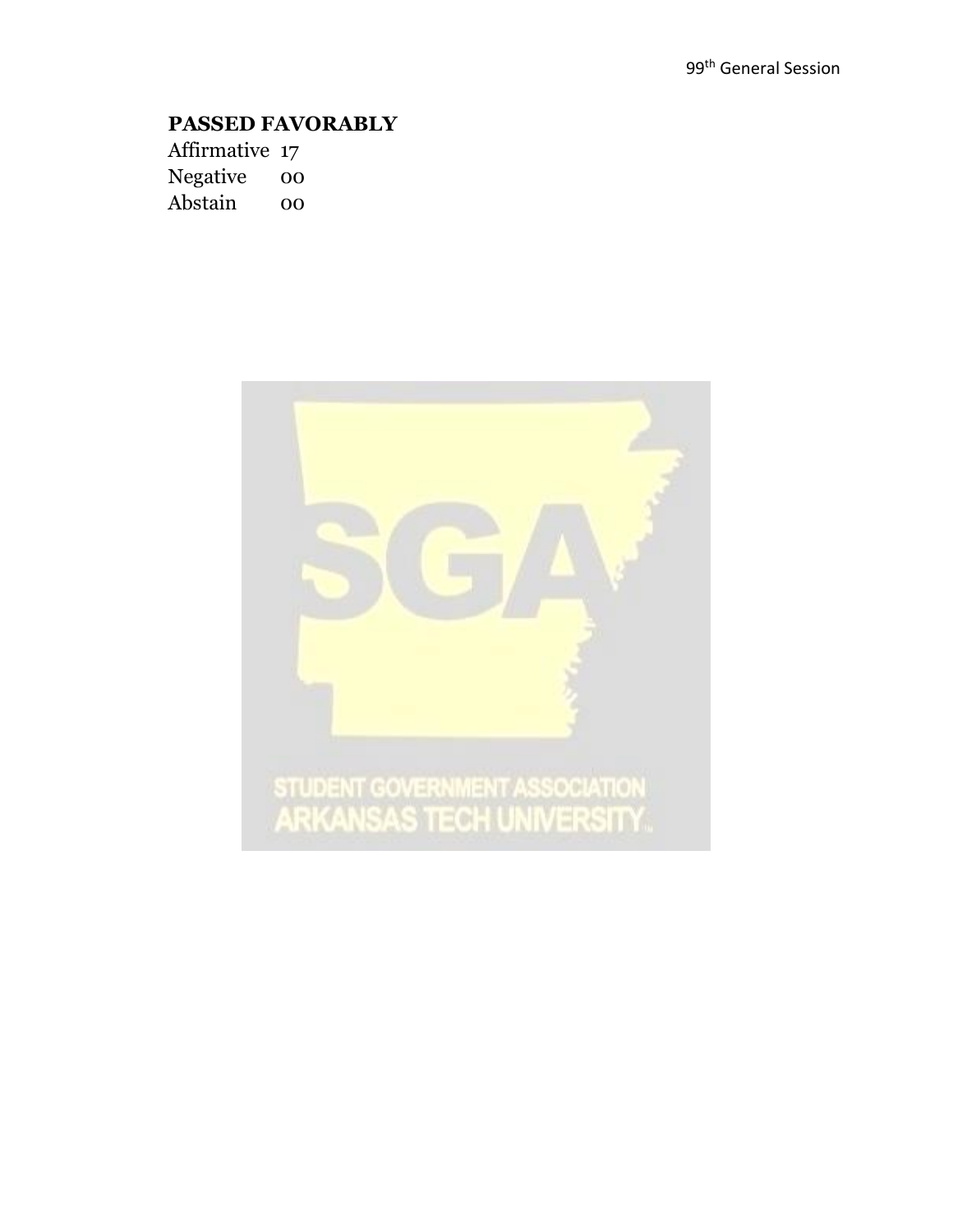**PASSED FAVORABLY**

| | |
|---|---|
| Affirmative | 17 |
| Negative | 00 |
| Abstain | 00 |